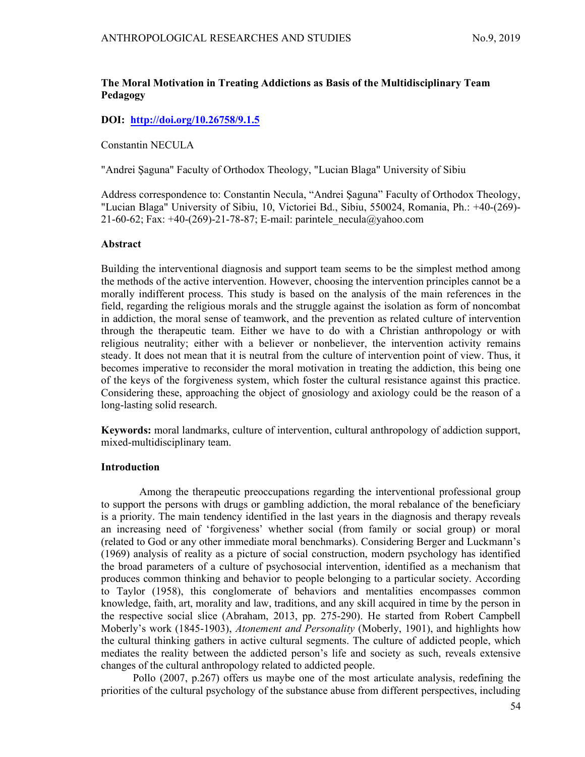# The Moral Motivation in Treating Addictions as Basis of the Multidisciplinary Team Pedagogy

**DOI: [http://doi.org/10.26758/9.1.5](http://doi.org/10.26758/9.1.5)**

Constantin NECULA

"Andrei Şaguna" Faculty of Orthodox Theology, "Lucian Blaga" University of Sibiu

Address correspondence to: Constantin Necula, "Andrei Şaguna" Faculty of Orthodox Theology, "Lucian Blaga" University of Sibiu, 10, Victoriei Bd., Sibiu, 550024, Romania, Ph.: +40-(269)-21-60-62; Fax: +40-(269)-21-78-87; E-mail: parintele_necula@yahoo.com

## Abstract

Building the interventional diagnosis and support team seems to be the simplest method among the methods of the active intervention. However, choosing the intervention principles cannot be a morally indifferent process. This study is based on the analysis of the main references in the field, regarding the religious morals and the struggle against the isolation as form of noncombat in addiction, the moral sense of teamwork, and the prevention as related culture of intervention through the therapeutic team. Either we have to do with a Christian anthropology or with religious neutrality; either with a believer or nonbeliever, the intervention activity remains steady. It does not mean that it is neutral from the culture of intervention point of view. Thus, it becomes imperative to reconsider the moral motivation in treating the addiction, this being one of the keys of the forgiveness system, which foster the cultural resistance against this practice. Considering these, approaching the object of gnosiology and axiology could be the reason of a long-lasting solid research.

**Keywords:** moral landmarks, culture of intervention, cultural anthropology of addiction support, mixed-multidisciplinary team.

## Introduction

Among the therapeutic preoccupations regarding the interventional professional group to support the persons with drugs or gambling addiction, the moral rebalance of the beneficiary is a priority. The main tendency identified in the last years in the diagnosis and therapy reveals an increasing need of 'forgiveness' whether social (from family or social group) or moral (related to God or any other immediate moral benchmarks). Considering Berger and Luckmann's (1969) analysis of reality as a picture of social construction, modern psychology has identified the broad parameters of a culture of psychosocial intervention, identified as a mechanism that produces common thinking and behavior to people belonging to a particular society. According to Taylor (1958), this conglomerate of behaviors and mentalities encompasses common knowledge, faith, art, morality and law, traditions, and any skill acquired in time by the person in the respective social slice (Abraham, 2013, pp. 275-290). He started from Robert Campbell Moberly's work (1845-1903), *Atonement and Personality* (Moberly, 1901), and highlights how the cultural thinking gathers in active cultural segments. The culture of addicted people, which mediates the reality between the addicted person's life and society as such, reveals extensive changes of the cultural anthropology related to addicted people.

Pollo (2007, p.267) offers us maybe one of the most articulate analysis, redefining the priorities of the cultural psychology of the substance abuse from different perspectives, including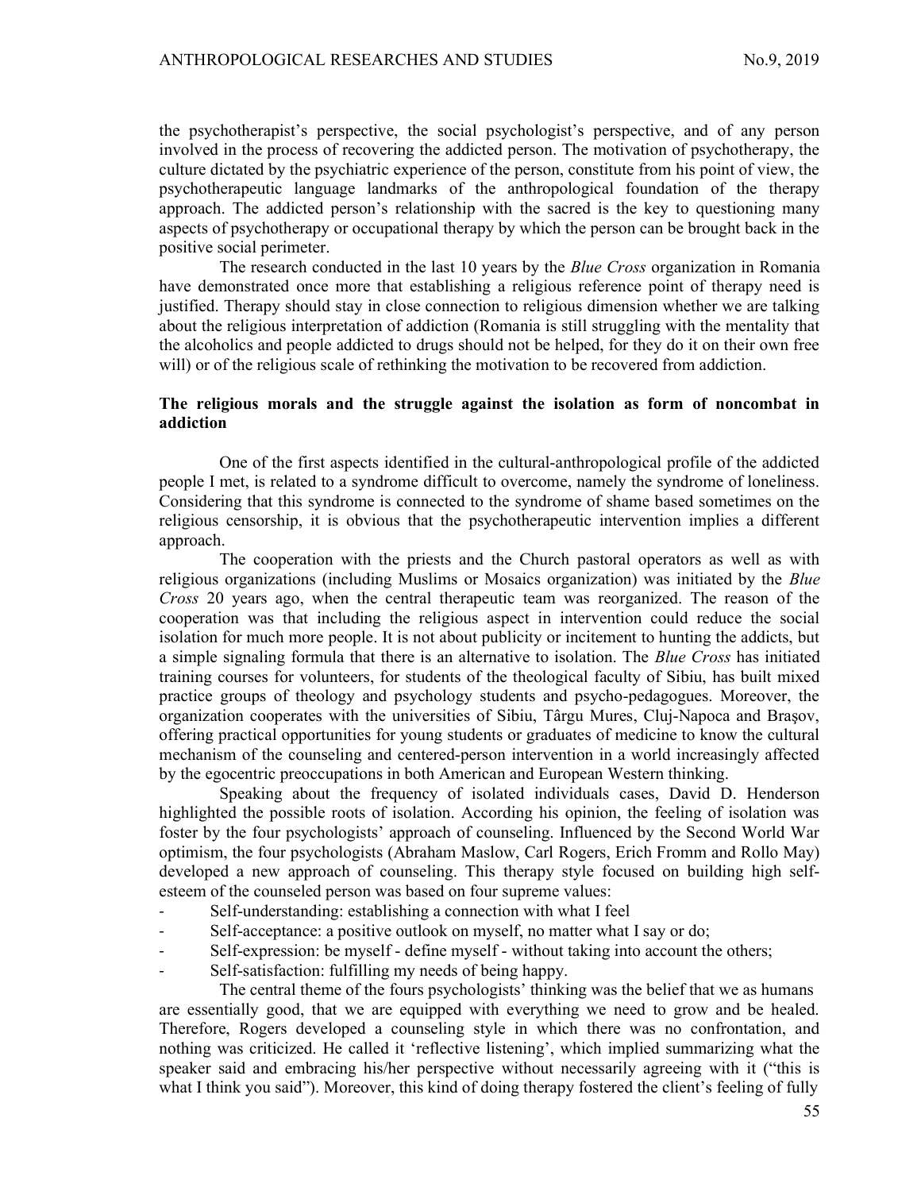the psychotherapist's perspective, the social psychologist's perspective, and of any person involved in the process of recovering the addicted person. The motivation of psychotherapy, the culture dictated by the psychiatric experience of the person, constitute from his point of view, the psychotherapeutic language landmarks of the anthropological foundation of the therapy approach. The addicted person's relationship with the sacred is the key to questioning many aspects of psychotherapy or occupational therapy by which the person can be brought back in the positive social perimeter.

The research conducted in the last 10 years by the *Blue Cross* organization in Romania have demonstrated once more that establishing a religious reference point of therapy need is justified. Therapy should stay in close connection to religious dimension whether we are talking about the religious interpretation of addiction (Romania is still struggling with the mentality that the alcoholics and people addicted to drugs should not be helped, for they do it on their own free will) or of the religious scale of rethinking the motivation to be recovered from addiction.

## The religious morals and the struggle against the isolation as form of noncombat in addiction

One of the first aspects identified in the cultural-anthropological profile of the addicted people I met, is related to a syndrome difficult to overcome, namely the syndrome of loneliness. Considering that this syndrome is connected to the syndrome of shame based sometimes on the religious censorship, it is obvious that the psychotherapeutic intervention implies a different approach.

The cooperation with the priests and the Church pastoral operators as well as with religious organizations (including Muslims or Mosaics organization) was initiated by the *Blue Cross* 20 years ago, when the central therapeutic team was reorganized. The reason of the cooperation was that including the religious aspect in intervention could reduce the social isolation for much more people. It is not about publicity or incitement to hunting the addicts, but a simple signaling formula that there is an alternative to isolation. The *Blue Cross* has initiated training courses for volunteers, for students of the theological faculty of Sibiu, has built mixed practice groups of theology and psychology students and psycho-pedagogues. Moreover, the organization cooperates with the universities of Sibiu, Târgu Mures, Cluj-Napoca and Braşov, offering practical opportunities for young students or graduates of medicine to know the cultural mechanism of the counseling and centered-person intervention in a world increasingly affected by the egocentric preoccupations in both American and European Western thinking.

Speaking about the frequency of isolated individuals cases, David D. Henderson highlighted the possible roots of isolation. According his opinion, the feeling of isolation was foster by the four psychologists' approach of counseling. Influenced by the Second World War optimism, the four psychologists (Abraham Maslow, Carl Rogers, Erich Fromm and Rollo May) developed a new approach of counseling. This therapy style focused on building high self-esteem of the counseled person was based on four supreme values:

- Self-understanding: establishing a connection with what I feel
- Self-acceptance: a positive outlook on myself, no matter what I say or do;
- Self-expression: be myself - define myself - without taking into account the others;
- Self-satisfaction: fulfilling my needs of being happy.

The central theme of the fours psychologists' thinking was the belief that we as humans are essentially good, that we are equipped with everything there we need to grow and be healed. Therefore, Rogers developed a counseling style in which there was no confrontation, and nothing was criticized. He called it 'reflective listening', which implied summarizing what the speaker said and embracing his/her perspective without necessarily agreeing with it ("this is what I think you said"). Moreover, this kind of doing therapy fostered the client's feeling of fully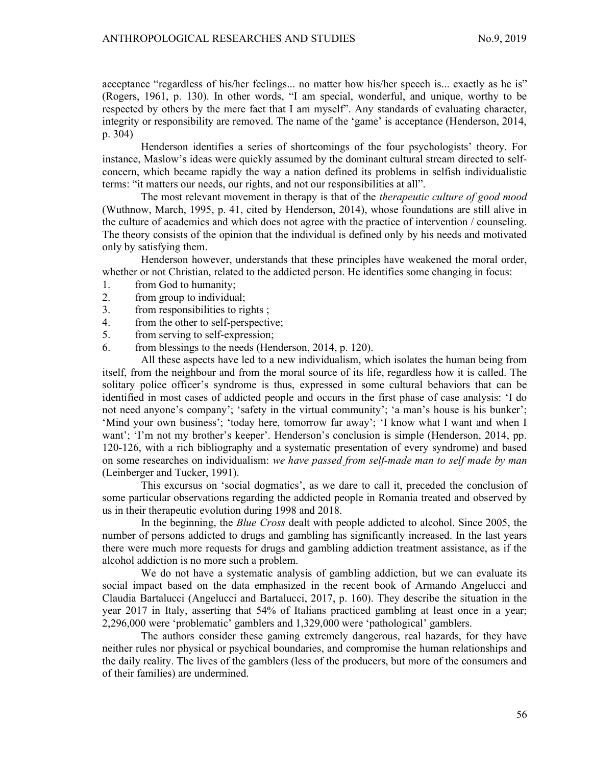acceptance "regardless of his/her feelings... no matter how his/her speech is... exactly as he is" (Rogers, 1961, p. 130). In other words, "I am special, wonderful, and unique, worthy to be respected by others by the mere fact that I am myself". Any standards of evaluating character, integrity or responsibility are removed. The name of the 'game' is acceptance (Henderson, 2014, p. 304)

Henderson identifies a series of shortcomings of the four psychologists' theory. For instance, Maslow's ideas were quickly assumed by the dominant cultural stream directed to self-concern, which became rapidly the way a nation defined its problems in selfish individualistic terms: "it matters our needs, our rights, and not our responsibilities at all".

The most relevant movement in therapy is that of the *therapeutic culture of good mood* (Wuthnow, March, 1995, p. 41, cited by Henderson, 2014), whose foundations are still alive in the culture of academics and which does not agree with the practice of intervention / counseling. The theory consists of the opinion that the individual is defined only by his needs and motivated only by satisfying them.

Henderson however, understands that these principles have weakened the moral order, whether or not Christian, related to the addicted person. He identifies some changing in focus:

1. from God to humanity;
2. from group to individual;
3. from responsibilities to rights ;
4. from the other to self-perspective;
5. from serving to self-expression;
6. from blessings to the needs (Henderson, 2014, p. 120).

All these aspects have led to a new individualism, which isolates the human being from itself, from the neighbour and from the moral source of its life, regardless how it is called. The solitary police officer's syndrome is thus, expressed in some cultural behaviors that can be identified in most cases of addicted people and occurs in the first phase of case analysis: 'I do not need anyone's company'; 'safety in the virtual community'; 'a man's house is his bunker'; 'Mind your own business'; 'today here, tomorrow far away'; 'I know what I want and when I want'; 'I'm not my brother's keeper'. Henderson's conclusion is simple (Henderson, 2014, pp. 120-126, with a rich bibliography and a systematic presentation of every syndrome) and based on some researches on individualism: *we have passed from self-made man to self made by man* (Leinberger and Tucker, 1991).

This excursus on 'social dogmatics', as we dare to call it, preceded the conclusion of some particular observations regarding the addicted people in Romania treated and observed by us in their therapeutic evolution during 1998 and 2018.

In the beginning, the *Blue Cross* dealt with people addicted to alcohol. Since 2005, the number of persons addicted to drugs and gambling has significantly increased. In the last years there were much more requests for drugs and gambling addiction treatment assistance, as if the alcohol addiction is no more such a problem.

We do not have a systematic analysis of gambling addiction, but we can evaluate its social impact based on the data emphasized in the recent book of Armando Angelucci and Claudia Bartalucci (Angelucci and Bartalucci, 2017, p. 160). They describe the situation in the year 2017 in Italy, asserting that 54% of Italians practiced gambling at least once in a year; 2,296,000 were 'problematic' gamblers and 1,329,000 were 'pathological' gamblers.

The authors consider these gaming extremely dangerous, real hazards, for they have neither rules nor physical or psychical boundaries, and compromise the human relationships and the daily reality. The lives of the gamblers (less of the producers, but more of the consumers and of their families) are undermined.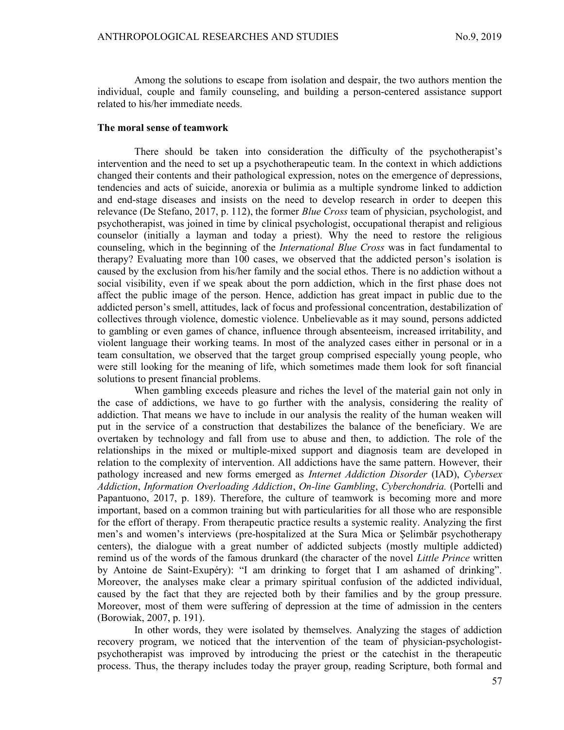Among the solutions to escape from isolation and despair, the two authors mention the individual, couple and family counseling, and building a person-centered assistance support related to his/her immediate needs.

**The moral sense of teamwork**

There should be taken into consideration the difficulty of the psychotherapist's intervention and the need to set up a psychotherapeutic team. In the context in which addictions changed their contents and their pathological expression, notes on the emergence of depressions, tendencies and acts of suicide, anorexia or bulimia as a multiple syndrome linked to addiction and end-stage diseases and insists on the need to develop research in order to deepen this relevance (De Stefano, 2017, p. 112), the former *Blue Cross* team of physician, psychologist, and psychotherapist, was joined in time by clinical psychologist, occupational therapist and religious counselor (initially a layman and today a priest). Why the need to restore the religious counseling, which in the beginning of the *International Blue Cross* was in fact fundamental to therapy? Evaluating more than 100 cases, we observed that the addicted person's isolation is caused by the exclusion from his/her family and the social ethos. There is no addiction without a social visibility, even if we speak about the porn addiction, which in the first phase does not affect the public image of the person. Hence, addiction has great impact in public due to the addicted person's smell, attitudes, lack of focus and professional concentration, destabilization of collectives through violence, domestic violence. Unbelievable as it may sound, persons addicted to gambling or even games of chance, influence through absenteeism, increased irritability, and violent language their working teams. In most of the analyzed cases either in personal or in a team consultation, we observed that the target group comprised especially young people, who were still looking for the meaning of life, which sometimes made them look for soft financial solutions to present financial problems.

When gambling exceeds pleasure and riches the level of the material gain not only in the case of addictions, we have to go further with the analysis, considering the reality of addiction. That means we have to include in our analysis the reality of the human weaken will put in the service of a construction that destabilizes the balance of the beneficiary. We are overtaken by technology and fall from use to abuse and then, to addiction. The role of the relationships in the mixed or multiple-mixed support and diagnosis team are developed in relation to the complexity of intervention. All addictions have the same pattern. However, their pathology increased and new forms emerged as *Internet Addiction Disorder* (IAD), *Cybersex Addiction*, *Information Overloading Addiction*, *On-line Gambling*, *Cyberchondria.* (Portelli and Papantuono, 2017, p. 189). Therefore, the culture of teamwork is becoming more and more important, based on a common training but with particularities for all those who are responsible for the effort of therapy. From therapeutic practice results a systemic reality. Analyzing the first men's and women's interviews (pre-hospitalized at the Sura Mica or Şelimbăr psychotherapy centers), the dialogue with a great number of addicted subjects (mostly multiple addicted) remind us of the words of the famous drunkard (the character of the novel *Little Prince* written by Antoine de Saint-Exupéry): "I am drinking to forget that I am ashamed of drinking". Moreover, the analyses make clear a primary spiritual confusion of the addicted individual, caused by the fact that they are rejected both by their families and by the group pressure. Moreover, most of them were suffering of depression at the time of admission in the centers (Borowiak, 2007, p. 191).

In other words, they were isolated by themselves. Analyzing the stages of addiction recovery program, we noticed that the intervention of the team of physician-psychologist-psychotherapist was improved by introducing the priest or the catechist in the therapeutic process. Thus, the therapy includes today the prayer group, reading Scripture, both formal and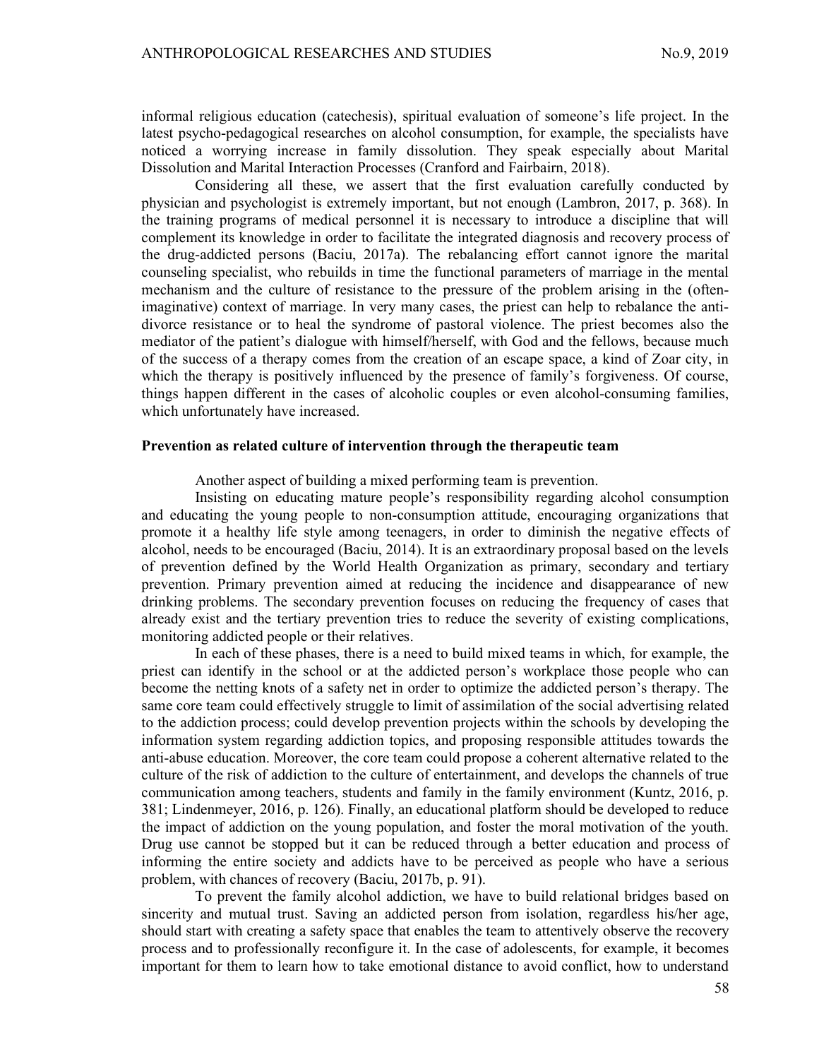informal religious education (catechesis), spiritual evaluation of someone's life project. In the latest psycho-pedagogical researches on alcohol consumption, for example, the specialists have noticed a worrying increase in family dissolution. They speak especially about Marital Dissolution and Marital Interaction Processes (Cranford and Fairbairn, 2018).

Considering all these, we assert that the first evaluation carefully conducted by physician and psychologist is extremely important, but not enough (Lambron, 2017, p. 368). In the training programs of medical personnel it is necessary to introduce a discipline that will complement its knowledge in order to facilitate the integrated diagnosis and recovery process of the drug-addicted persons (Baciu, 2017a). The rebalancing effort cannot ignore the marital counseling specialist, who rebuilds in time the functional parameters of marriage in the mental mechanism and the culture of resistance to the pressure of the problem arising in the (often-imaginative) context of marriage. In very many cases, the priest can help to rebalance the anti-divorce resistance or to heal the syndrome of pastoral violence. The priest becomes also the mediator of the patient's dialogue with himself/herself, with God and the fellows, because much of the success of a therapy comes from the creation of an escape space, a kind of Zoar city, in which the therapy is positively influenced by the presence of family's forgiveness. Of course, things happen different in the cases of alcoholic couples or even alcohol-consuming families, which unfortunately have increased.

## Prevention as related culture of intervention through the therapeutic team

Another aspect of building a mixed performing team is prevention.

Insisting on educating mature people's responsibility regarding alcohol consumption and educating the young people to non-consumption attitude, encouraging organizations that promote it a healthy life style among teenagers, in order to diminish the negative effects of alcohol, needs to be encouraged (Baciu, 2014). It is an extraordinary proposal based on the levels of prevention defined by the World Health Organization as primary, secondary and tertiary prevention. Primary prevention aimed at reducing the incidence and disappearance of new drinking problems. The secondary prevention focuses on reducing the frequency of cases that already exist and the tertiary prevention tries to reduce the severity of existing complications, monitoring addicted people or their relatives.

In each of these phases, there is a need to build mixed teams in which, for example, the priest can identify in the school or at the addicted person's workplace those people who can become the netting knots of a safety net in order to optimize the addicted person's therapy. The same core team could effectively struggle to limit of assimilation of the social advertising related to the addiction process; could develop prevention projects within the schools by developing the information system regarding addiction topics, and proposing responsible attitudes towards the anti-abuse education. Moreover, the core team could propose a coherent alternative related to the culture of the risk of addiction to the culture of entertainment, and develops the channels of true communication among teachers, students and family in the family environment (Kuntz, 2016, p. 381; Lindenmeyer, 2016, p. 126). Finally, an educational platform should be developed to reduce the impact of addiction on the young population, and foster the moral motivation of the youth. Drug use cannot be stopped but it can be reduced through a better education and process of informing the entire society and addicts have to be perceived as people who have a serious problem, with chances of recovery (Baciu, 2017b, p. 91).

To prevent the family alcohol addiction, we have to build relational bridges based on sincerity and mutual trust. Saving an addicted person from isolation, regardless his/her age, should start with creating a safety space that enables the team to attentively observe the recovery process and to professionally reconfigure it. In the case of adolescents, for example, it becomes important for them to learn how to take emotional distance to avoid conflict, how to understand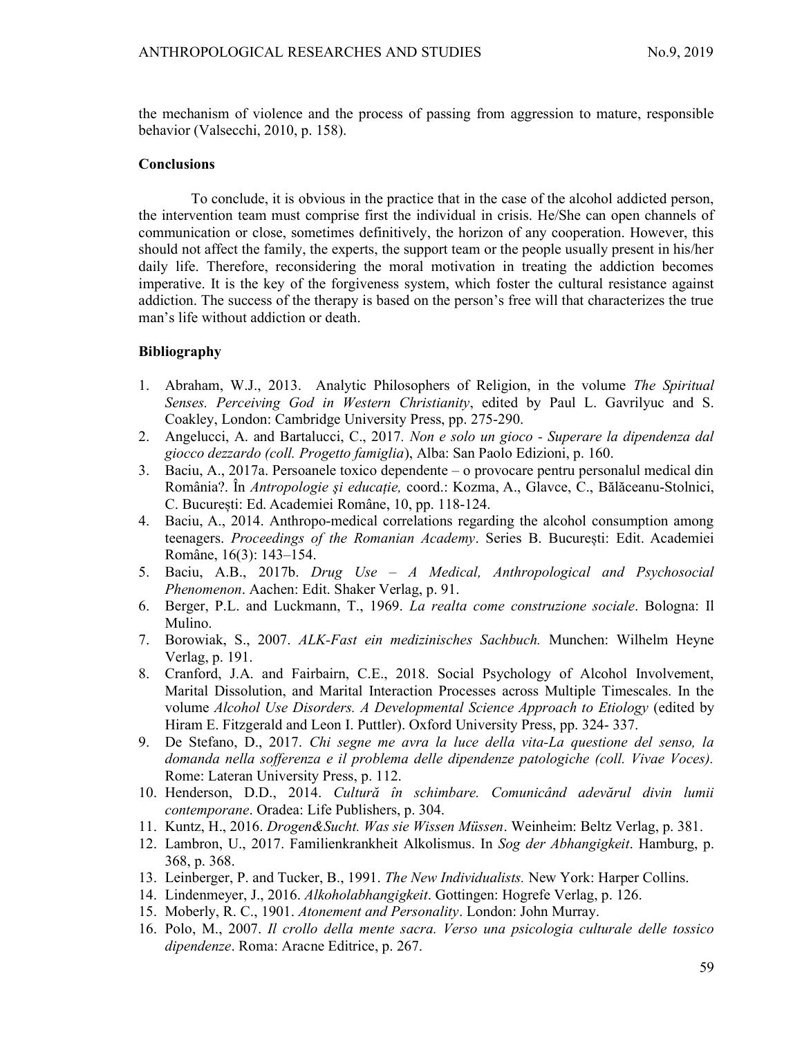the mechanism of violence and the process of passing from aggression to mature, responsible behavior (Valsecchi, 2010, p. 158).

## Conclusions

To conclude, it is obvious in the practice that in the case of the alcohol addicted person, the intervention team must comprise first the individual in crisis. He/She can open channels of communication or close, sometimes definitively, the horizon of any cooperation. However, this should not affect the family, the experts, the support team or the people usually present in his/her daily life. Therefore, reconsidering the moral motivation in treating the addiction becomes imperative. It is the key of the forgiveness system, which foster the cultural resistance against addiction. The success of the therapy is based on the person's free will that characterizes the true man's life without addiction or death.

## Bibliography

1. Abraham, W.J., 2013. Analytic Philosophers of Religion, in the volume *The Spiritual Senses. Perceiving God in Western Christianity*, edited by Paul L. Gavrilyuc and S. Coakley, London: Cambridge University Press, pp. 275-290.
2. Angelucci, A. and Bartalucci, C., 2017. *Non e solo un gioco - Superare la dipendenza dal giocco dezzardo (coll. Progetto famiglia*), Alba: San Paolo Edizioni, p. 160.
3. Baciu, A., 2017a. Persoanele toxico dependente – o provocare pentru personalul medical din România?. În *Antropologie și educație,* coord.: Kozma, A., Glavce, C., Bălăceanu-Stolnici, C. București: Ed. Academiei Române, 10, pp. 118-124.
4. Baciu, A., 2014. Anthropo-medical correlations regarding the alcohol consumption among teenagers. *Proceedings of the Romanian Academy*. Series B. București: Edit. Academiei Române, 16(3): 143–154.
5. Baciu, A.B., 2017b. *Drug Use – A Medical, Anthropological and Psychosocial Phenomenon*. Aachen: Edit. Shaker Verlag, p. 91.
6. Berger, P.L. and Luckmann, T., 1969. *La realta come construzione sociale*. Bologna: Il Mulino.
7. Borowiak, S., 2007. *ALK-Fast ein medizinisches Sachbuch.* Munchen: Wilhelm Heyne Verlag, p. 191.
8. Cranford, J.A. and Fairbairn, C.E., 2018. Social Psychology of Alcohol Involvement, Marital Dissolution, and Marital Interaction Processes across Multiple Timescales. In the volume *Alcohol Use Disorders. A Developmental Science Approach to Etiology* (edited by Hiram E. Fitzgerald and Leon I. Puttler). Oxford University Press, pp. 324- 337.
9. De Stefano, D., 2017. *Chi segne me avra la luce della vita-La questione del senso, la domanda nella sofferenza e il problema delle dipendenze patologiche (coll. Vivae Voces).* Rome: Lateran University Press, p. 112.
10. Henderson, D.D., 2014. *Cultură în schimbare. Comunicând adevărul divin lumii contemporane*. Oradea: Life Publishers, p. 304.
11. Kuntz, H., 2016. *Drogen&Sucht. Was sie Wissen Müssen*. Weinheim: Beltz Verlag, p. 381.
12. Lambron, U., 2017. Familienkrankheit Alkolismus. In *Sog der Abhangigkeit*. Hamburg, p. 368, p. 368.
13. Leinberger, P. and Tucker, B., 1991. *The New Individualists.* New York: Harper Collins.
14. Lindenmeyer, J., 2016. *Alkoholabhangigkeit*. Gottingen: Hogrefe Verlag, p. 126.
15. Moberly, R. C., 1901. *Atonement and Personality*. London: John Murray.
16. Polo, M., 2007. *Il crollo della mente sacra. Verso una psicologia culturale delle tossico dipendenze*. Roma: Aracne Editrice, p. 267.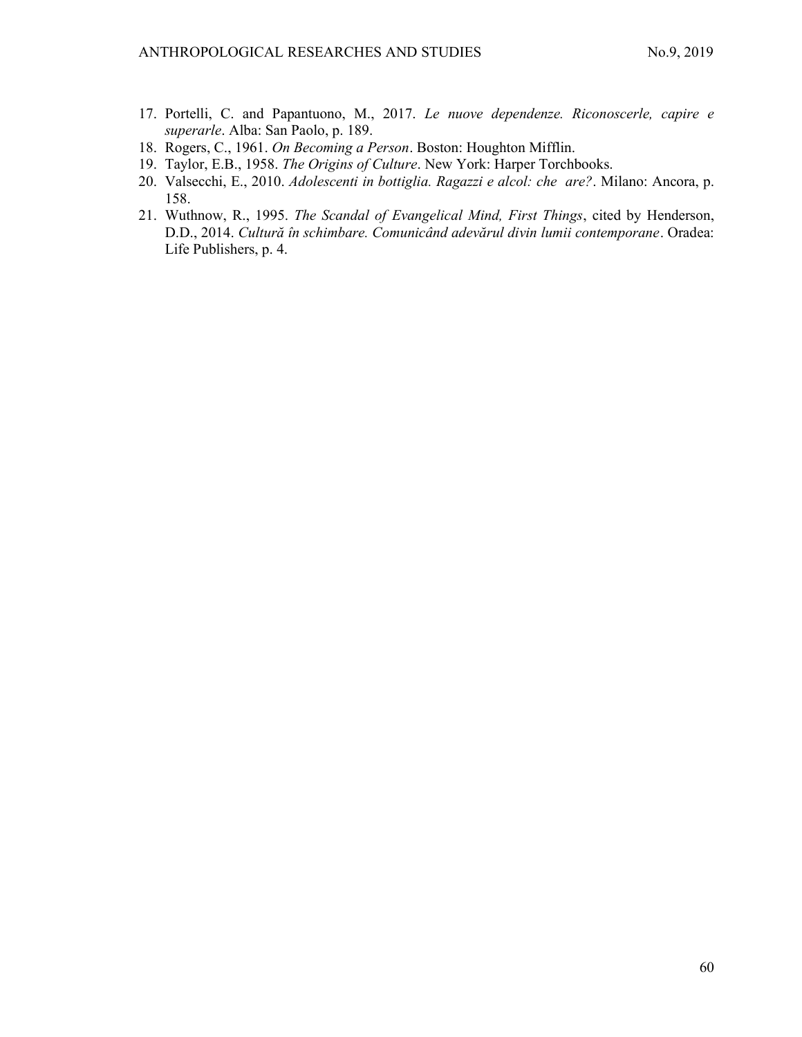17. Portelli, C. and Papantuono, M., 2017. *Le nuove dependenze. Riconoscerle, capire e superarle*. Alba: San Paolo, p. 189.
18. Rogers, C., 1961. *On Becoming a Person*. Boston: Houghton Mifflin.
19. Taylor, E.B., 1958. *The Origins of Culture*. New York: Harper Torchbooks.
20. Valsecchi, E., 2010. *Adolescenti in bottiglia. Ragazzi e alcol: che are?*. Milano: Ancora, p. 158.
21. Wuthnow, R., 1995. *The Scandal of Evangelical Mind, First Things*, cited by Henderson, D.D., 2014. *Cultură în schimbare. Comunicând adevărul divin lumii contemporane*. Oradea: Life Publishers, p. 4.